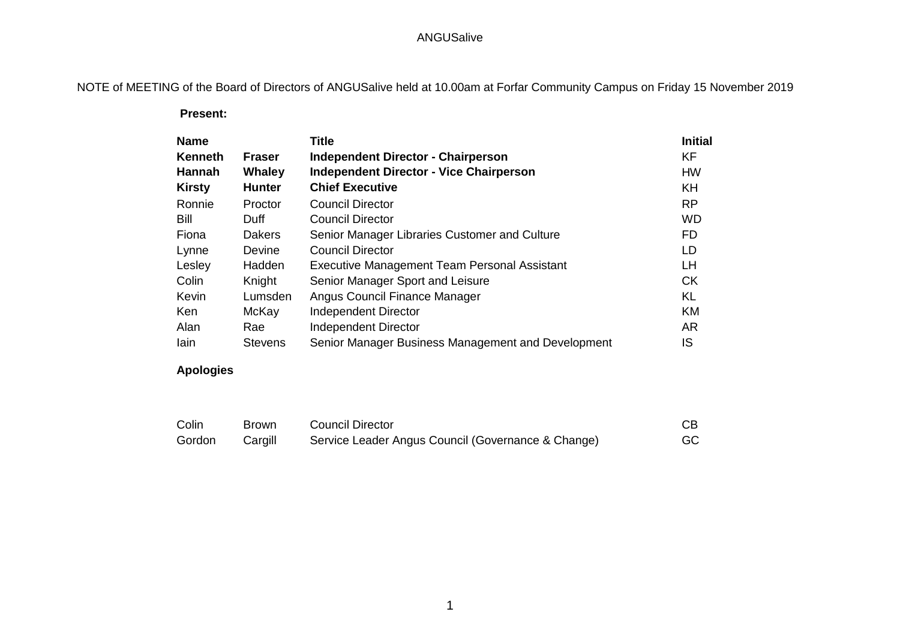ANGUSalive

NOTE of MEETING of the Board of Directors of ANGUSalive held at 10.00am at Forfar Community Campus on Friday 15 November 2019

**Present:**

| **Name** | | **Title** | **Initial** |
|---|---|---|---|
| **Kenneth** | **Fraser** | **Independent Director - Chairperson** | KF |
| **Hannah** | **Whaley** | **Independent Director - Vice Chairperson** | HW |
| **Kirsty** | **Hunter** | **Chief Executive** | KH |
| Ronnie | Proctor | Council Director | RP |
| Bill | Duff | Council Director | WD |
| Fiona | Dakers | Senior Manager Libraries Customer and Culture | FD |
| Lynne | Devine | Council Director | LD |
| Lesley | Hadden | Executive Management Team Personal Assistant | LH |
| Colin | Knight | Senior Manager Sport and Leisure | CK |
| Kevin | Lumsden | Angus Council Finance Manager | KL |
| Ken | McKay | Independent Director | KM |
| Alan | Rae | Independent Director | AR |
| Iain | Stevens | Senior Manager Business Management and Development | IS |

**Apologies**

| | | | |
|---|---|---|---|
| Colin | Brown | Council Director | CB |
| Gordon | Cargill | Service Leader Angus Council (Governance & Change) | GC |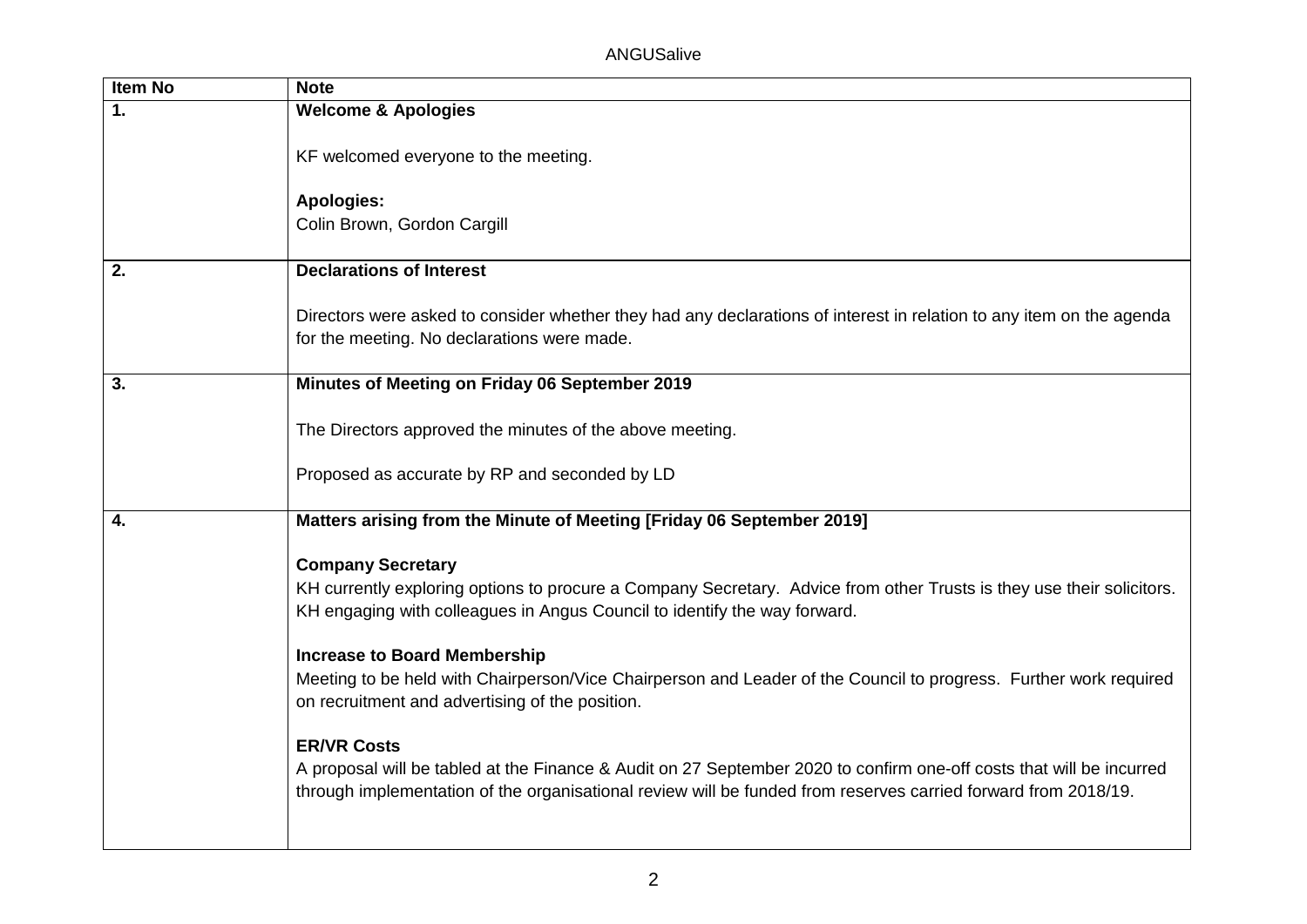| Item No | Note |
|---|---|
| **1.** | **Welcome & Apologies**<br><br>KF welcomed everyone to the meeting.<br><br>**Apologies:**<br>Colin Brown, Gordon Cargill |
| **2.** | **Declarations of Interest**<br><br>Directors were asked to consider whether they had any declarations of interest in relation to any item on the agenda for the meeting. No declarations were made. |
| **3.** | **Minutes of Meeting on Friday 06 September 2019**<br><br>The Directors approved the minutes of the above meeting.<br><br>Proposed as accurate by RP and seconded by LD |
| **4.** | **Matters arising from the Minute of Meeting [Friday 06 September 2019]**<br><br>**Company Secretary**<br>KH currently exploring options to procure a Company Secretary. Advice from other Trusts is they use their solicitors. KH engaging with colleagues in Angus Council to identify the way forward.<br><br>**Increase to Board Membership**<br>Meeting to be held with Chairperson/Vice Chairperson and Leader of the Council to progress. Further work required on recruitment and advertising of the position.<br><br>**ER/VR Costs**<br>A proposal will be tabled at the Finance & Audit on 27 September 2020 to confirm one-off costs that will be incurred through implementation of the organisational review will be funded from reserves carried forward from 2018/19. |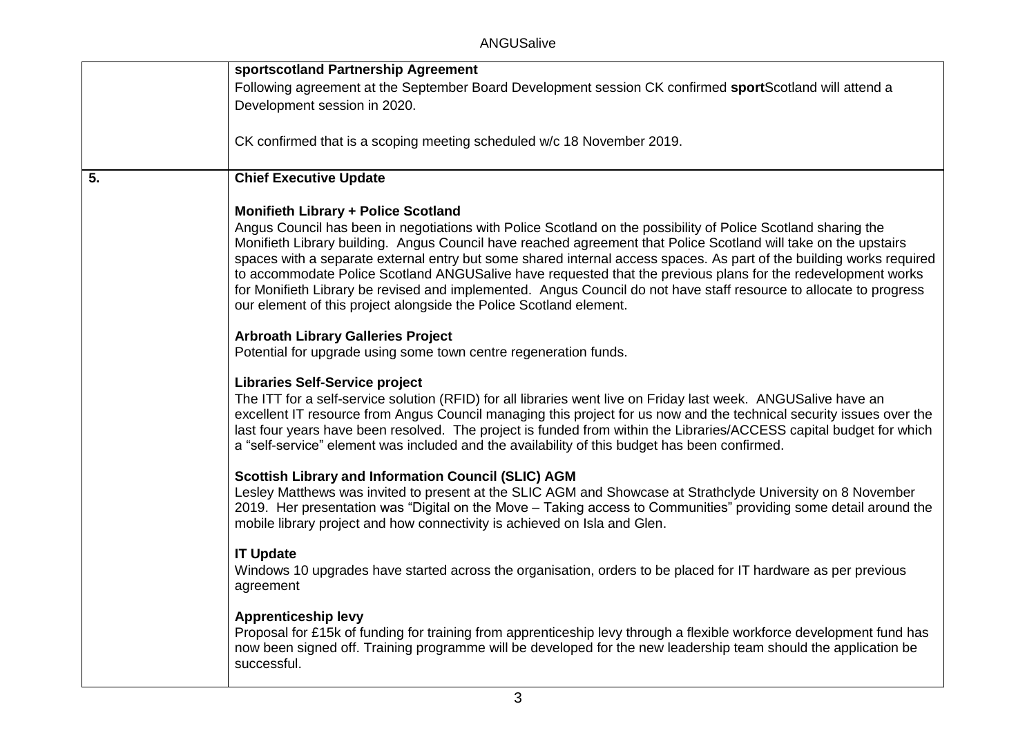| | |
|---|---|
| | **sportscotland Partnership Agreement**<br>Following agreement at the September Board Development session CK confirmed **sport**Scotland will attend a Development session in 2020.<br><br>CK confirmed that is a scoping meeting scheduled w/c 18 November 2019. |
| **5.** | **Chief Executive Update**<br><br>**Monifieth Library + Police Scotland**<br>Angus Council has been in negotiations with Police Scotland on the possibility of Police Scotland sharing the Monifieth Library building. Angus Council have reached agreement that Police Scotland will take on the upstairs spaces with a separate external entry but some shared internal access spaces. As part of the building works required to accommodate Police Scotland ANGUSalive have requested that the previous plans for the redevelopment works for Monifieth Library be revised and implemented. Angus Council do not have staff resource to allocate to progress our element of this project alongside the Police Scotland element.<br><br>**Arbroath Library Galleries Project**<br>Potential for upgrade using some town centre regeneration funds.<br><br>**Libraries Self-Service project**<br>The ITT for a self-service solution (RFID) for all libraries went live on Friday last week. ANGUSalive have an excellent IT resource from Angus Council managing this project for us now and the technical security issues over the last four years have been resolved. The project is funded from within the Libraries/ACCESS capital budget for which a "self-service" element was included and the availability of this budget has been confirmed.<br><br>**Scottish Library and Information Council (SLIC) AGM**<br>Lesley Matthews was invited to present at the SLIC AGM and Showcase at Strathclyde University on 8 November 2019. Her presentation was "Digital on the Move – Taking access to Communities" providing some detail around the mobile library project and how connectivity is achieved on Isla and Glen.<br><br>**IT Update**<br>Windows 10 upgrades have started across the organisation, orders to be placed for IT hardware as per previous agreement<br><br>**Apprenticeship levy**<br>Proposal for £15k of funding for training from apprenticeship levy through a flexible workforce development fund has now been signed off. Training programme will be developed for the new leadership team should the application be successful. |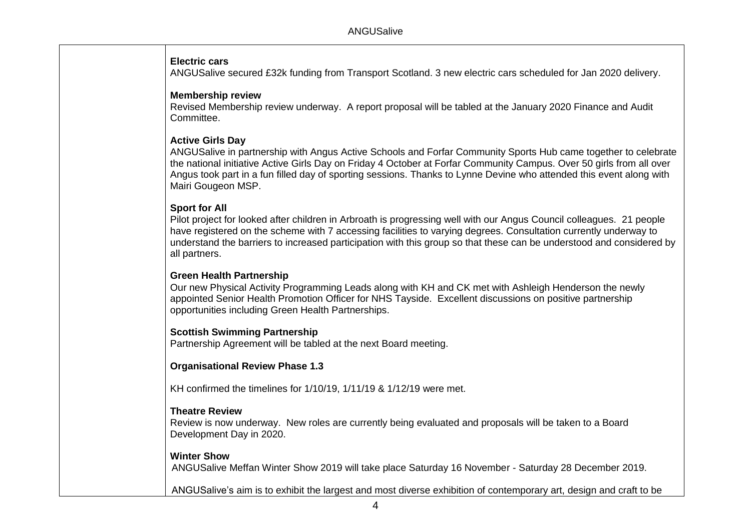**Electric cars**
ANGUSalive secured £32k funding from Transport Scotland. 3 new electric cars scheduled for Jan 2020 delivery.

**Membership review**
Revised Membership review underway. A report proposal will be tabled at the January 2020 Finance and Audit Committee.

**Active Girls Day**
ANGUSalive in partnership with Angus Active Schools and Forfar Community Sports Hub came together to celebrate the national initiative Active Girls Day on Friday 4 October at Forfar Community Campus. Over 50 girls from all over Angus took part in a fun filled day of sporting sessions. Thanks to Lynne Devine who attended this event along with Mairi Gougeon MSP.

**Sport for All**
Pilot project for looked after children in Arbroath is progressing well with our Angus Council colleagues. 21 people have registered on the scheme with 7 accessing facilities to varying degrees. Consultation currently underway to understand the barriers to increased participation with this group so that these can be understood and considered by all partners.

**Green Health Partnership**
Our new Physical Activity Programming Leads along with KH and CK met with Ashleigh Henderson the newly appointed Senior Health Promotion Officer for NHS Tayside. Excellent discussions on positive partnership opportunities including Green Health Partnerships.

**Scottish Swimming Partnership**
Partnership Agreement will be tabled at the next Board meeting.

**Organisational Review Phase 1.3**

KH confirmed the timelines for 1/10/19, 1/11/19 & 1/12/19 were met.

**Theatre Review**
Review is now underway. New roles are currently being evaluated and proposals will be taken to a Board Development Day in 2020.

**Winter Show**
ANGUSalive Meffan Winter Show 2019 will take place Saturday 16 November - Saturday 28 December 2019.

ANGUSalive's aim is to exhibit the largest and most diverse exhibition of contemporary art, design and craft to be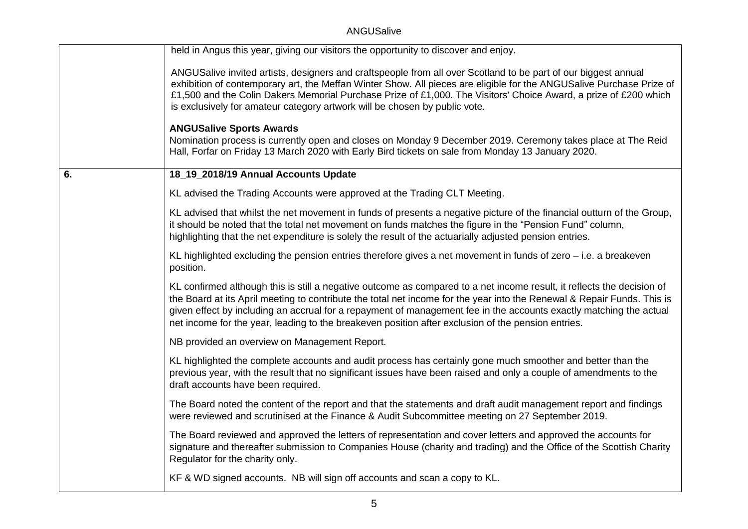| | |
|---|---|
| | held in Angus this year, giving our visitors the opportunity to discover and enjoy.<br><br>ANGUSalive invited artists, designers and craftspeople from all over Scotland to be part of our biggest annual exhibition of contemporary art, the Meffan Winter Show. All pieces are eligible for the ANGUSalive Purchase Prize of £1,500 and the Colin Dakers Memorial Purchase Prize of £1,000. The Visitors' Choice Award, a prize of £200 which is exclusively for amateur category artwork will be chosen by public vote.<br><br>**ANGUSalive Sports Awards**<br>Nomination process is currently open and closes on Monday 9 December 2019. Ceremony takes place at The Reid Hall, Forfar on Friday 13 March 2020 with Early Bird tickets on sale from Monday 13 January 2020. |
| **6.** | **18_19_2018/19 Annual Accounts Update**<br><br>KL advised the Trading Accounts were approved at the Trading CLT Meeting.<br><br>KL advised that whilst the net movement in funds of presents a negative picture of the financial outturn of the Group, it should be noted that the total net movement on funds matches the figure in the "Pension Fund" column, highlighting that the net expenditure is solely the result of the actuarially adjusted pension entries.<br><br>KL highlighted excluding the pension entries therefore gives a net movement in funds of zero – i.e. a breakeven position.<br><br>KL confirmed although this is still a negative outcome as compared to a net income result, it reflects the decision of the Board at its April meeting to contribute the total net income for the year into the Renewal & Repair Funds. This is given effect by including an accrual for a repayment of management fee in the accounts exactly matching the actual net income for the year, leading to the breakeven position after exclusion of the pension entries.<br><br>NB provided an overview on Management Report.<br><br>KL highlighted the complete accounts and audit process has certainly gone much smoother and better than the previous year, with the result that no significant issues have been raised and only a couple of amendments to the draft accounts have been required.<br><br>The Board noted the content of the report and that the statements and draft audit management report and findings were reviewed and scrutinised at the Finance & Audit Subcommittee meeting on 27 September 2019.<br><br>The Board reviewed and approved the letters of representation and cover letters and approved the accounts for signature and thereafter submission to Companies House (charity and trading) and the Office of the Scottish Charity Regulator for the charity only.<br><br>KF & WD signed accounts. NB will sign off accounts and scan a copy to KL. |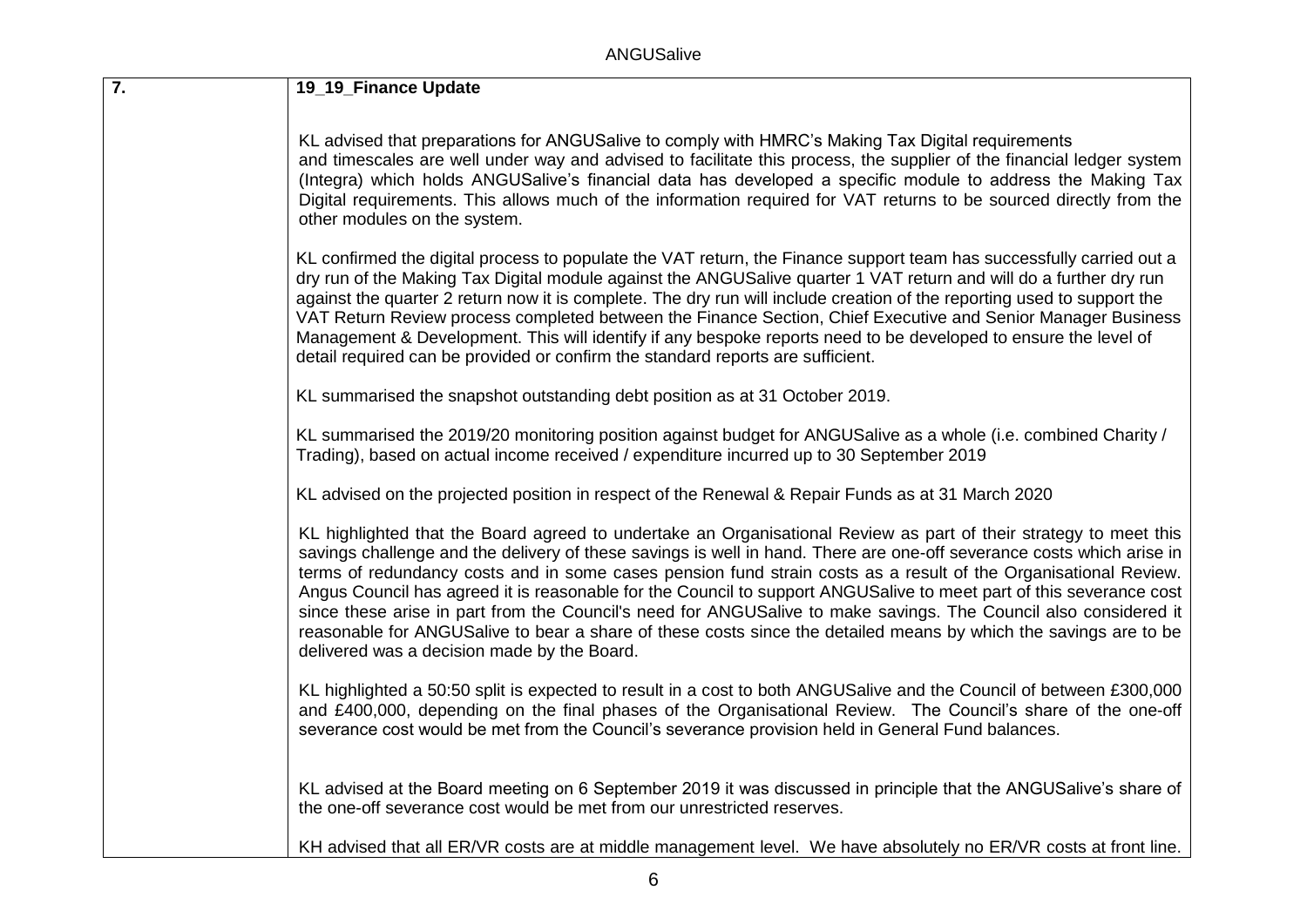| 7. | 19_19_Finance Update |
|---|---|
| | KL advised that preparations for ANGUSalive to comply with HMRC's Making Tax Digital requirements and timescales are well under way and advised to facilitate this process, the supplier of the financial ledger system (Integra) which holds ANGUSalive's financial data has developed a specific module to address the Making Tax Digital requirements. This allows much of the information required for VAT returns to be sourced directly from the other modules on the system.<br><br>KL confirmed the digital process to populate the VAT return, the Finance support team has successfully carried out a dry run of the Making Tax Digital module against the ANGUSalive quarter 1 VAT return and will do a further dry run against the quarter 2 return now it is complete. The dry run will include creation of the reporting used to support the VAT Return Review process completed between the Finance Section, Chief Executive and Senior Manager Business Management & Development. This will identify if any bespoke reports need to be developed to ensure the level of detail required can be provided or confirm the standard reports are sufficient.<br><br>KL summarised the snapshot outstanding debt position as at 31 October 2019.<br><br>KL summarised the 2019/20 monitoring position against budget for ANGUSalive as a whole (i.e. combined Charity / Trading), based on actual income received / expenditure incurred up to 30 September 2019<br><br>KL advised on the projected position in respect of the Renewal & Repair Funds as at 31 March 2020<br><br>KL highlighted that the Board agreed to undertake an Organisational Review as part of their strategy to meet this savings challenge and the delivery of these savings is well in hand. There are one-off severance costs which arise in terms of redundancy costs and in some cases pension fund strain costs as a result of the Organisational Review. Angus Council has agreed it is reasonable for the Council to support ANGUSalive to meet part of this severance cost since these arise in part from the Council's need for ANGUSalive to make savings. The Council also considered it reasonable for ANGUSalive to bear a share of these costs since the detailed means by which the savings are to be delivered was a decision made by the Board.<br><br>KL highlighted a 50:50 split is expected to result in a cost to both ANGUSalive and the Council of between £300,000 and £400,000, depending on the final phases of the Organisational Review. The Council's share of the one-off severance cost would be met from the Council's severance provision held in General Fund balances.<br><br>KL advised at the Board meeting on 6 September 2019 it was discussed in principle that the ANGUSalive's share of the one-off severance cost would be met from our unrestricted reserves.<br><br>KH advised that all ER/VR costs are at middle management level. We have absolutely no ER/VR costs at front line. |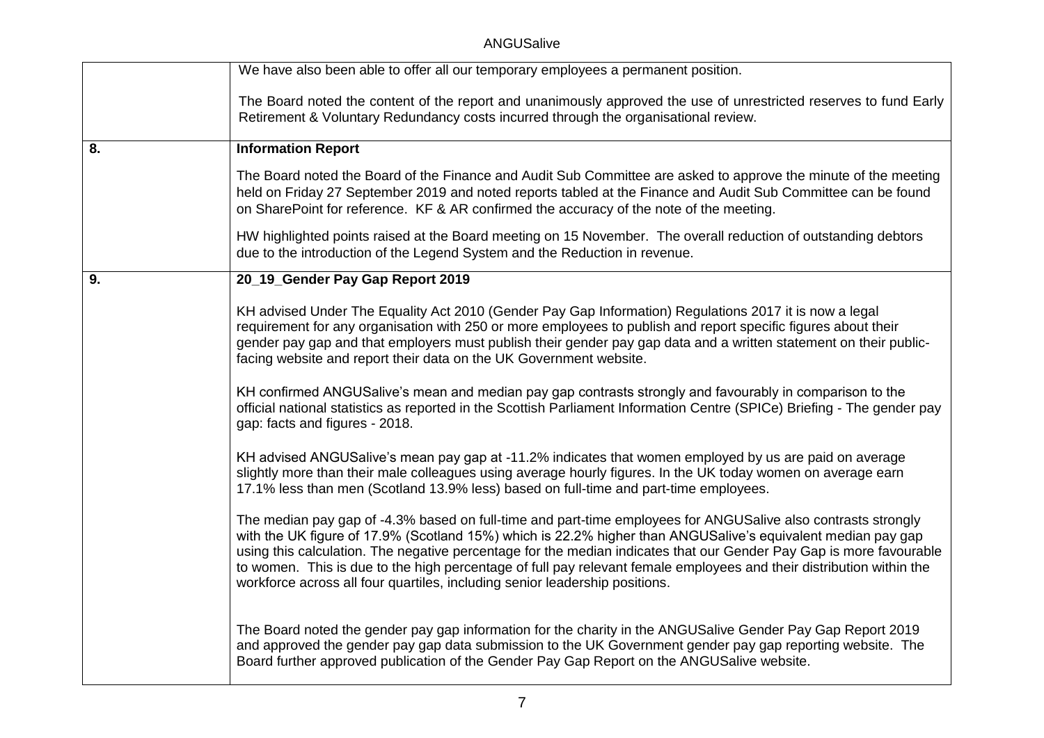| | |
|---|---|
| | We have also been able to offer all our temporary employees a permanent position.<br><br>The Board noted the content of the report and unanimously approved the use of unrestricted reserves to fund Early Retirement & Voluntary Redundancy costs incurred through the organisational review. |
| **8.** | **Information Report**<br><br>The Board noted the Board of the Finance and Audit Sub Committee are asked to approve the minute of the meeting held on Friday 27 September 2019 and noted reports tabled at the Finance and Audit Sub Committee can be found on SharePoint for reference. KF & AR confirmed the accuracy of the note of the meeting.<br><br>HW highlighted points raised at the Board meeting on 15 November. The overall reduction of outstanding debtors due to the introduction of the Legend System and the Reduction in revenue. |
| **9.** | **20_19_Gender Pay Gap Report 2019**<br><br>KH advised Under The Equality Act 2010 (Gender Pay Gap Information) Regulations 2017 it is now a legal requirement for any organisation with 250 or more employees to publish and report specific figures about their gender pay gap and that employers must publish their gender pay gap data and a written statement on their public-facing website and report their data on the UK Government website.<br><br>KH confirmed ANGUSalive's mean and median pay gap contrasts strongly and favourably in comparison to the official national statistics as reported in the Scottish Parliament Information Centre (SPICe) Briefing - The gender pay gap: facts and figures - 2018.<br><br>KH advised ANGUSalive's mean pay gap at -11.2% indicates that women employed by us are paid on average slightly more than their male colleagues using average hourly figures. In the UK today women on average earn 17.1% less than men (Scotland 13.9% less) based on full-time and part-time employees.<br><br>The median pay gap of -4.3% based on full-time and part-time employees for ANGUSalive also contrasts strongly with the UK figure of 17.9% (Scotland 15%) which is 22.2% higher than ANGUSalive's equivalent median pay gap using this calculation. The negative percentage for the median indicates that our Gender Pay Gap is more favourable to women. This is due to the high percentage of full pay relevant female employees and their distribution within the workforce across all four quartiles, including senior leadership positions.<br><br>The Board noted the gender pay gap information for the charity in the ANGUSalive Gender Pay Gap Report 2019 and approved the gender pay gap data submission to the UK Government gender pay gap reporting website. The Board further approved publication of the Gender Pay Gap Report on the ANGUSalive website. |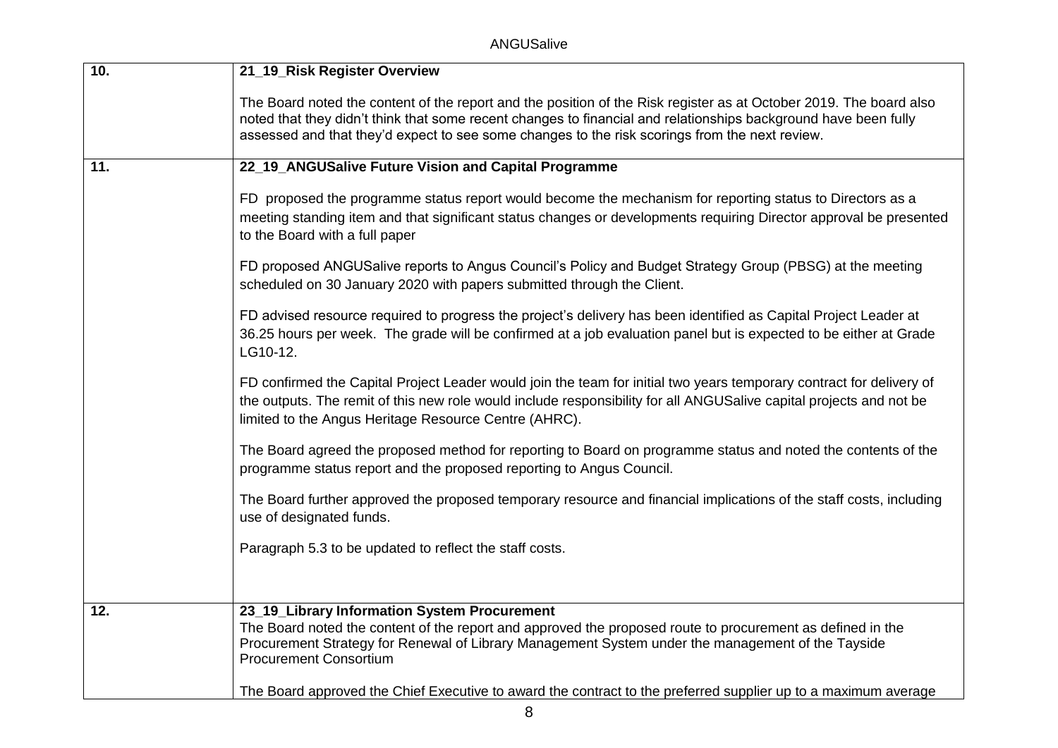| | |
|---|---|
| **10.** | **21_19_Risk Register Overview**<br><br>The Board noted the content of the report and the position of the Risk register as at October 2019. The board also noted that they didn't think that some recent changes to financial and relationships background have been fully assessed and that they'd expect to see some changes to the risk scorings from the next review. |
| **11.** | **22_19_ANGUSalive Future Vision and Capital Programme**<br><br>FD proposed the programme status report would become the mechanism for reporting status to Directors as a meeting standing item and that significant status changes or developments requiring Director approval be presented to the Board with a full paper<br><br>FD proposed ANGUSalive reports to Angus Council's Policy and Budget Strategy Group (PBSG) at the meeting scheduled on 30 January 2020 with papers submitted through the Client.<br><br>FD advised resource required to progress the project's delivery has been identified as Capital Project Leader at 36.25 hours per week. The grade will be confirmed at a job evaluation panel but is expected to be either at Grade LG10-12.<br><br>FD confirmed the Capital Project Leader would join the team for initial two years temporary contract for delivery of the outputs. The remit of this new role would include responsibility for all ANGUSalive capital projects and not be limited to the Angus Heritage Resource Centre (AHRC).<br><br>The Board agreed the proposed method for reporting to Board on programme status and noted the contents of the programme status report and the proposed reporting to Angus Council.<br><br>The Board further approved the proposed temporary resource and financial implications of the staff costs, including use of designated funds.<br><br>Paragraph 5.3 to be updated to reflect the staff costs. |
| **12.** | **23_19_Library Information System Procurement**<br>The Board noted the content of the report and approved the proposed route to procurement as defined in the Procurement Strategy for Renewal of Library Management System under the management of the Tayside Procurement Consortium<br><br>The Board approved the Chief Executive to award the contract to the preferred supplier up to a maximum average |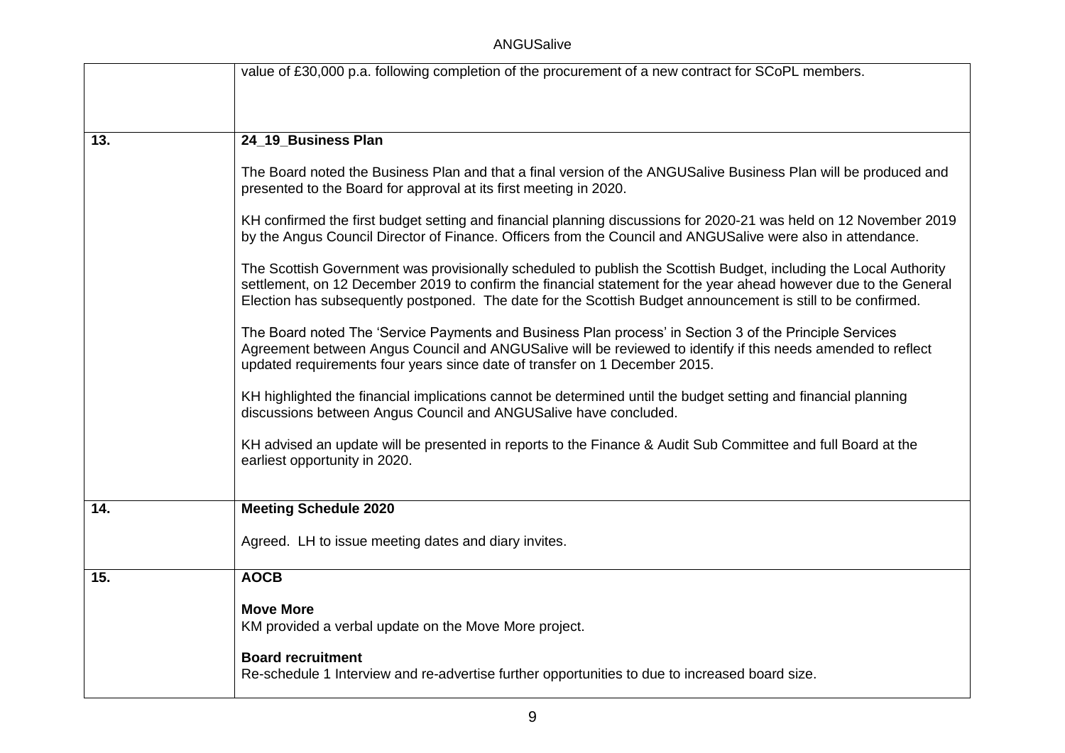| | |
|---|---|
| | value of £30,000 p.a. following completion of the procurement of a new contract for SCoPL members. |
| **13.** | **24_19_Business Plan**<br><br>The Board noted the Business Plan and that a final version of the ANGUSalive Business Plan will be produced and presented to the Board for approval at its first meeting in 2020.<br><br>KH confirmed the first budget setting and financial planning discussions for 2020-21 was held on 12 November 2019 by the Angus Council Director of Finance. Officers from the Council and ANGUSalive were also in attendance.<br><br>The Scottish Government was provisionally scheduled to publish the Scottish Budget, including the Local Authority settlement, on 12 December 2019 to confirm the financial statement for the year ahead however due to the General Election has subsequently postponed. The date for the Scottish Budget announcement is still to be confirmed.<br><br>The Board noted The 'Service Payments and Business Plan process' in Section 3 of the Principle Services Agreement between Angus Council and ANGUSalive will be reviewed to identify if this needs amended to reflect updated requirements four years since date of transfer on 1 December 2015.<br><br>KH highlighted the financial implications cannot be determined until the budget setting and financial planning discussions between Angus Council and ANGUSalive have concluded.<br><br>KH advised an update will be presented in reports to the Finance & Audit Sub Committee and full Board at the earliest opportunity in 2020. |
| **14.** | **Meeting Schedule 2020**<br><br>Agreed. LH to issue meeting dates and diary invites. |
| **15.** | **AOCB**<br><br>**Move More**<br>KM provided a verbal update on the Move More project.<br><br>**Board recruitment**<br>Re-schedule 1 Interview and re-advertise further opportunities to due to increased board size. |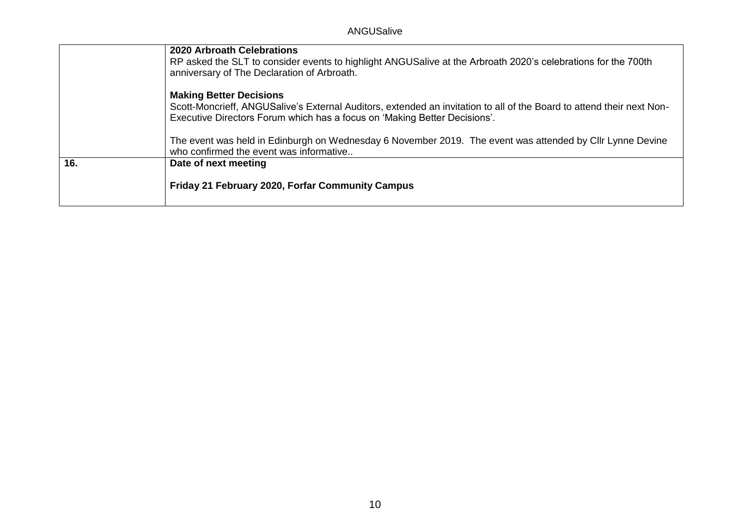| | |
|---|---|
| | **2020 Arbroath Celebrations**<br>RP asked the SLT to consider events to highlight ANGUSalive at the Arbroath 2020's celebrations for the 700th anniversary of The Declaration of Arbroath.<br><br>**Making Better Decisions**<br>Scott-Moncrieff, ANGUSalive's External Auditors, extended an invitation to all of the Board to attend their next Non-Executive Directors Forum which has a focus on 'Making Better Decisions'.<br><br>The event was held in Edinburgh on Wednesday 6 November 2019. The event was attended by Cllr Lynne Devine who confirmed the event was informative.. |
| **16.** | **Date of next meeting**<br><br>**Friday 21 February 2020, Forfar Community Campus** |